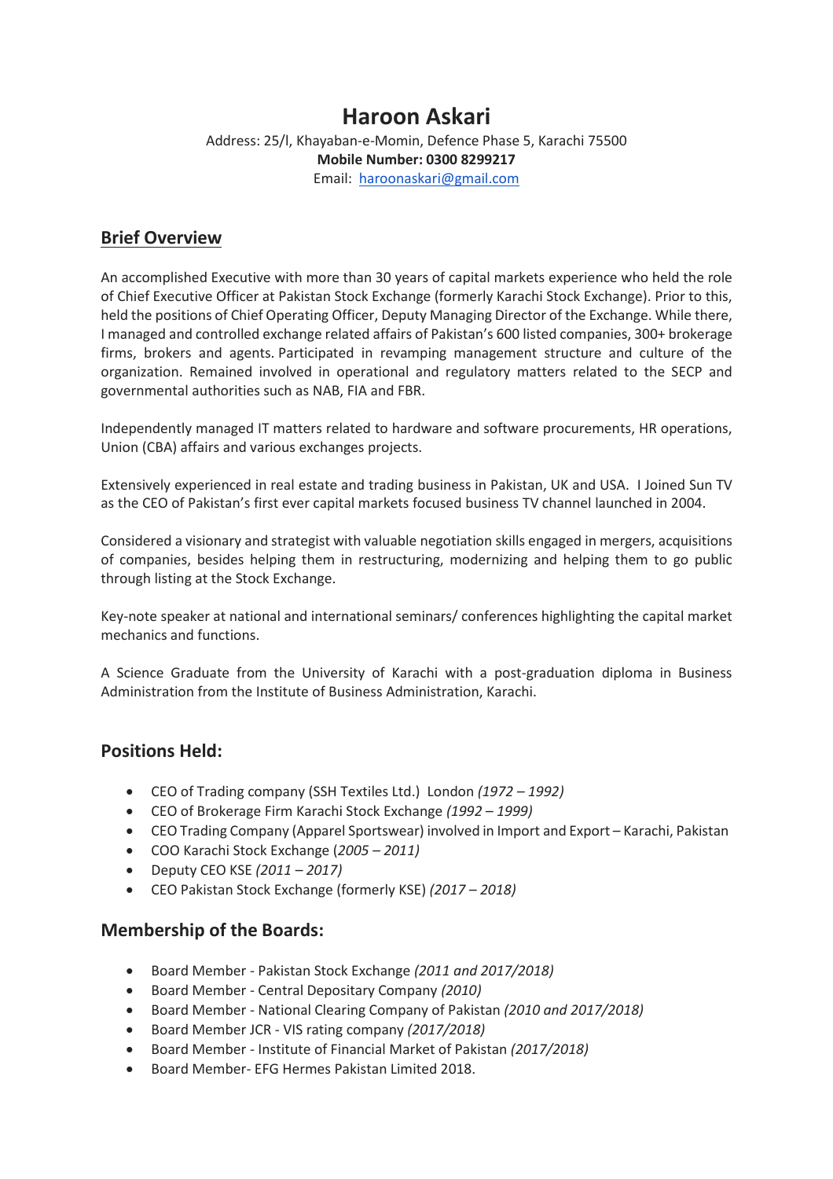# Haroon Askari

Address: 25/I, Khayaban-e-Momin, Defence Phase 5, Karachi 75500
**Mobile Number: 0300 8299217**
Email: haroonaskari@gmail.com

## Brief Overview

An accomplished Executive with more than 30 years of capital markets experience who held the role of Chief Executive Officer at Pakistan Stock Exchange (formerly Karachi Stock Exchange). Prior to this, held the positions of Chief Operating Officer, Deputy Managing Director of the Exchange. While there, I managed and controlled exchange related affairs of Pakistan's 600 listed companies, 300+ brokerage firms, brokers and agents. Participated in revamping management structure and culture of the organization. Remained involved in operational and regulatory matters related to the SECP and governmental authorities such as NAB, FIA and FBR.

Independently managed IT matters related to hardware and software procurements, HR operations, Union (CBA) affairs and various exchanges projects.

Extensively experienced in real estate and trading business in Pakistan, UK and USA. I Joined Sun TV as the CEO of Pakistan's first ever capital markets focused business TV channel launched in 2004.

Considered a visionary and strategist with valuable negotiation skills engaged in mergers, acquisitions of companies, besides helping them in restructuring, modernizing and helping them to go public through listing at the Stock Exchange.

Key-note speaker at national and international seminars/ conferences highlighting the capital market mechanics and functions.

A Science Graduate from the University of Karachi with a post-graduation diploma in Business Administration from the Institute of Business Administration, Karachi.

## Positions Held:

- CEO of Trading company (SSH Textiles Ltd.) London *(1972 – 1992)*
- CEO of Brokerage Firm Karachi Stock Exchange *(1992 – 1999)*
- CEO Trading Company (Apparel Sportswear) involved in Import and Export – Karachi, Pakistan
- COO Karachi Stock Exchange (*2005 – 2011)*
- Deputy CEO KSE *(2011 – 2017)*
- CEO Pakistan Stock Exchange (formerly KSE) *(2017 – 2018)*

## Membership of the Boards:

- Board Member - Pakistan Stock Exchange *(2011 and 2017/2018)*
- Board Member - Central Depositary Company *(2010)*
- Board Member - National Clearing Company of Pakistan *(2010 and 2017/2018)*
- Board Member JCR - VIS rating company *(2017/2018)*
- Board Member - Institute of Financial Market of Pakistan *(2017/2018)*
- Board Member- EFG Hermes Pakistan Limited 2018.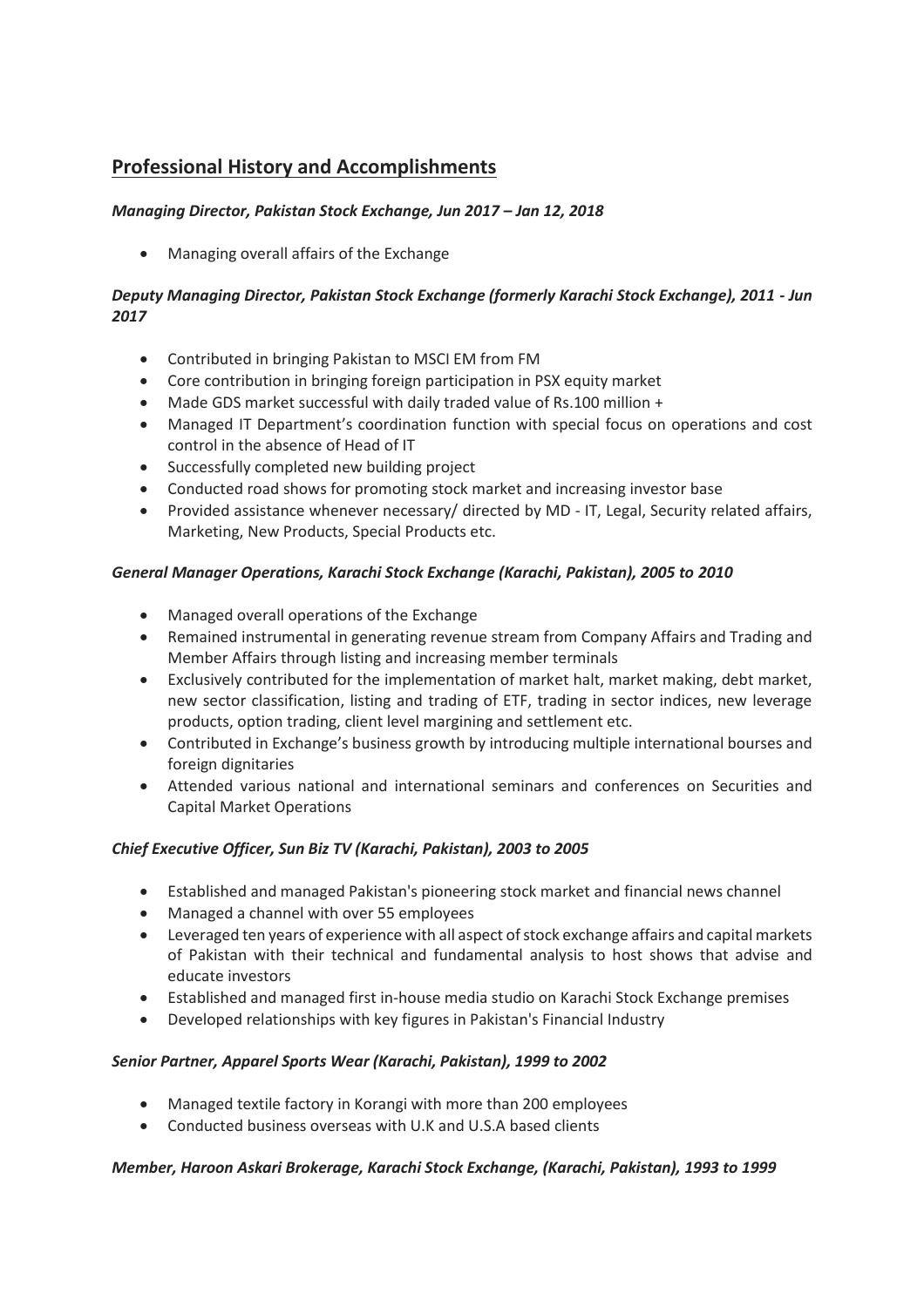## Professional History and Accomplishments

***Managing Director, Pakistan Stock Exchange, Jun 2017 – Jan 12, 2018***

- Managing overall affairs of the Exchange

***Deputy Managing Director, Pakistan Stock Exchange (formerly Karachi Stock Exchange), 2011 - Jun 2017***

- Contributed in bringing Pakistan to MSCI EM from FM
- Core contribution in bringing foreign participation in PSX equity market
- Made GDS market successful with daily traded value of Rs.100 million +
- Managed IT Department's coordination function with special focus on operations and cost control in the absence of Head of IT
- Successfully completed new building project
- Conducted road shows for promoting stock market and increasing investor base
- Provided assistance whenever necessary/ directed by MD - IT, Legal, Security related affairs, Marketing, New Products, Special Products etc.

***General Manager Operations, Karachi Stock Exchange (Karachi, Pakistan), 2005 to 2010***

- Managed overall operations of the Exchange
- Remained instrumental in generating revenue stream from Company Affairs and Trading and Member Affairs through listing and increasing member terminals
- Exclusively contributed for the implementation of market halt, market making, debt market, new sector classification, listing and trading of ETF, trading in sector indices, new leverage products, option trading, client level margining and settlement etc.
- Contributed in Exchange's business growth by introducing multiple international bourses and foreign dignitaries
- Attended various national and international seminars and conferences on Securities and Capital Market Operations

***Chief Executive Officer, Sun Biz TV (Karachi, Pakistan), 2003 to 2005***

- Established and managed Pakistan's pioneering stock market and financial news channel
- Managed a channel with over 55 employees
- Leveraged ten years of experience with all aspect of stock exchange affairs and capital markets of Pakistan with their technical and fundamental analysis to host shows that advise and educate investors
- Established and managed first in-house media studio on Karachi Stock Exchange premises
- Developed relationships with key figures in Pakistan's Financial Industry

***Senior Partner, Apparel Sports Wear (Karachi, Pakistan), 1999 to 2002***

- Managed textile factory in Korangi with more than 200 employees
- Conducted business overseas with U.K and U.S.A based clients

***Member, Haroon Askari Brokerage, Karachi Stock Exchange, (Karachi, Pakistan), 1993 to 1999***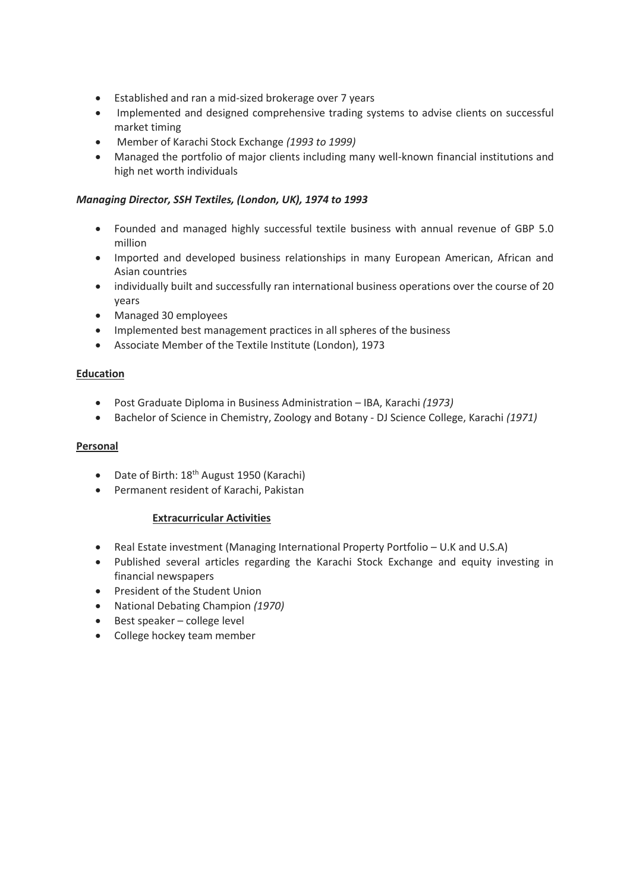- Established and ran a mid-sized brokerage over 7 years
- Implemented and designed comprehensive trading systems to advise clients on successful market timing
- Member of Karachi Stock Exchange *(1993 to 1999)*
- Managed the portfolio of major clients including many well-known financial institutions and high net worth individuals

***Managing Director, SSH Textiles, (London, UK), 1974 to 1993***

- Founded and managed highly successful textile business with annual revenue of GBP 5.0 million
- Imported and developed business relationships in many European American, African and Asian countries
- individually built and successfully ran international business operations over the course of 20 years
- Managed 30 employees
- Implemented best management practices in all spheres of the business
- Associate Member of the Textile Institute (London), 1973

**<u>Education</u>**

- Post Graduate Diploma in Business Administration – IBA, Karachi *(1973)*
- Bachelor of Science in Chemistry, Zoology and Botany - DJ Science College, Karachi *(1971)*

**<u>Personal</u>**

- Date of Birth: 18th August 1950 (Karachi)
- Permanent resident of Karachi, Pakistan

**<u>Extracurricular Activities</u>**

- Real Estate investment (Managing International Property Portfolio – U.K and U.S.A)
- Published several articles regarding the Karachi Stock Exchange and equity investing in financial newspapers
- President of the Student Union
- National Debating Champion *(1970)*
- Best speaker – college level
- College hockey team member